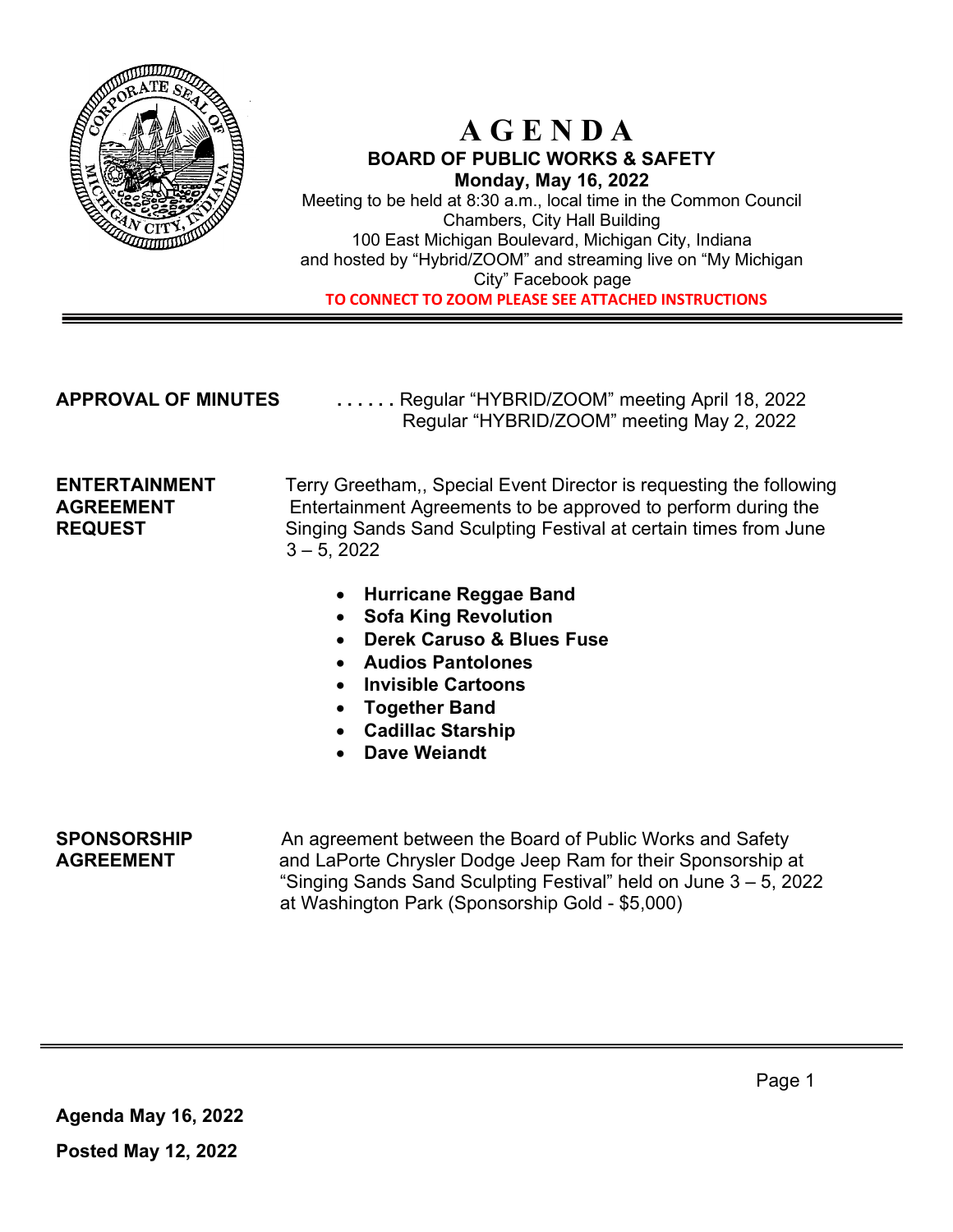# A G E N D A

## BOARD OF PUBLIC WORKS & SAFETY

**Monday, May 16, 2022**

Meeting to be held at 8:30 a.m., local time in the Common Council Chambers, City Hall Building
100 East Michigan Boulevard, Michigan City, Indiana
and hosted by "Hybrid/ZOOM" and streaming live on "My Michigan City" Facebook page

**TO CONNECT TO ZOOM PLEASE SEE ATTACHED INSTRUCTIONS**

---

**APPROVAL OF MINUTES** . . . . . . Regular "HYBRID/ZOOM" meeting April 18, 2022
Regular "HYBRID/ZOOM" meeting May 2, 2022

**ENTERTAINMENT AGREEMENT REQUEST**

Terry Greetham,, Special Event Director is requesting the following Entertainment Agreements to be approved to perform during the Singing Sands Sand Sculpting Festival at certain times from June 3 – 5, 2022

- **Hurricane Reggae Band**
- **Sofa King Revolution**
- **Derek Caruso & Blues Fuse**
- **Audios Pantolones**
- **Invisible Cartoons**
- **Together Band**
- **Cadillac Starship**
- **Dave Weiandt**

**SPONSORSHIP AGREEMENT**

An agreement between the Board of Public Works and Safety and LaPorte Chrysler Dodge Jeep Ram for their Sponsorship at "Singing Sands Sand Sculpting Festival" held on June 3 – 5, 2022 at Washington Park (Sponsorship Gold - $5,000)

---

**Agenda May 16, 2022**

**Posted May 12, 2022**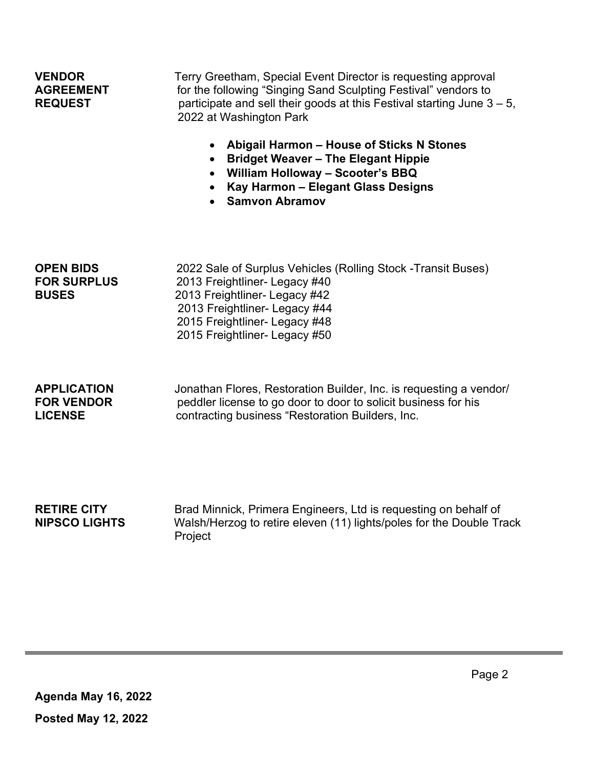**VENDOR AGREEMENT REQUEST**

Terry Greetham, Special Event Director is requesting approval for the following "Singing Sand Sculpting Festival" vendors to participate and sell their goods at this Festival starting June 3 – 5, 2022 at Washington Park

- **Abigail Harmon – House of Sticks N Stones**
- **Bridget Weaver – The Elegant Hippie**
- **William Holloway – Scooter's BBQ**
- **Kay Harmon – Elegant Glass Designs**
- **Samvon Abramov**

**OPEN BIDS FOR SURPLUS BUSES**

2022 Sale of Surplus Vehicles (Rolling Stock -Transit Buses)
2013 Freightliner- Legacy #40
2013 Freightliner- Legacy #42
2013 Freightliner- Legacy #44
2015 Freightliner- Legacy #48
2015 Freightliner- Legacy #50

**APPLICATION FOR VENDOR LICENSE**

Jonathan Flores, Restoration Builder, Inc. is requesting a vendor/ peddler license to go door to door to solicit business for his contracting business "Restoration Builders, Inc.

**RETIRE CITY NIPSCO LIGHTS**

Brad Minnick, Primera Engineers, Ltd is requesting on behalf of Walsh/Herzog to retire eleven (11) lights/poles for the Double Track Project

**Agenda May 16, 2022**

**Posted May 12, 2022**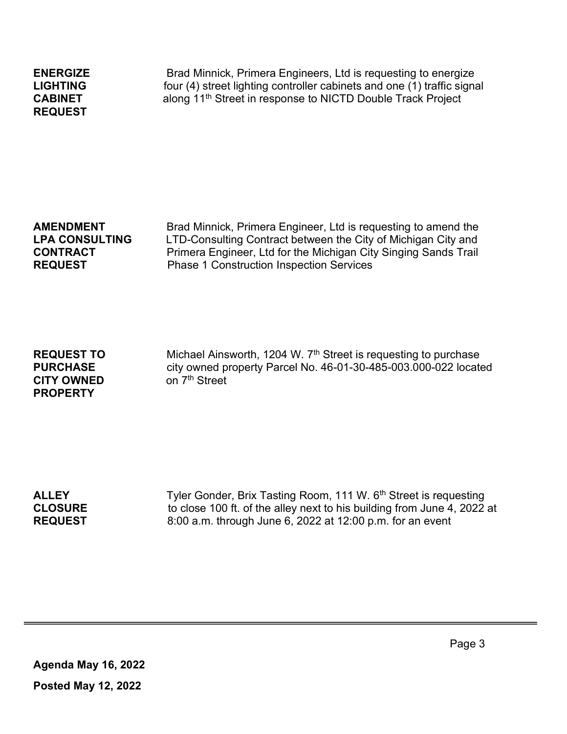**ENERGIZE LIGHTING CABINET REQUEST**

Brad Minnick, Primera Engineers, Ltd is requesting to energize four (4) street lighting controller cabinets and one (1) traffic signal along 11th Street in response to NICTD Double Track Project

**AMENDMENT LPA CONSULTING CONTRACT REQUEST**

Brad Minnick, Primera Engineer, Ltd is requesting to amend the LTD-Consulting Contract between the City of Michigan City and Primera Engineer, Ltd for the Michigan City Singing Sands Trail Phase 1 Construction Inspection Services

**REQUEST TO PURCHASE CITY OWNED PROPERTY**

Michael Ainsworth, 1204 W. 7th Street is requesting to purchase city owned property Parcel No. 46-01-30-485-003.000-022 located on 7th Street

**ALLEY CLOSURE REQUEST**

Tyler Gonder, Brix Tasting Room, 111 W. 6th Street is requesting to close 100 ft. of the alley next to his building from June 4, 2022 at 8:00 a.m. through June 6, 2022 at 12:00 p.m. for an event

---

**Agenda May 16, 2022**

**Posted May 12, 2022**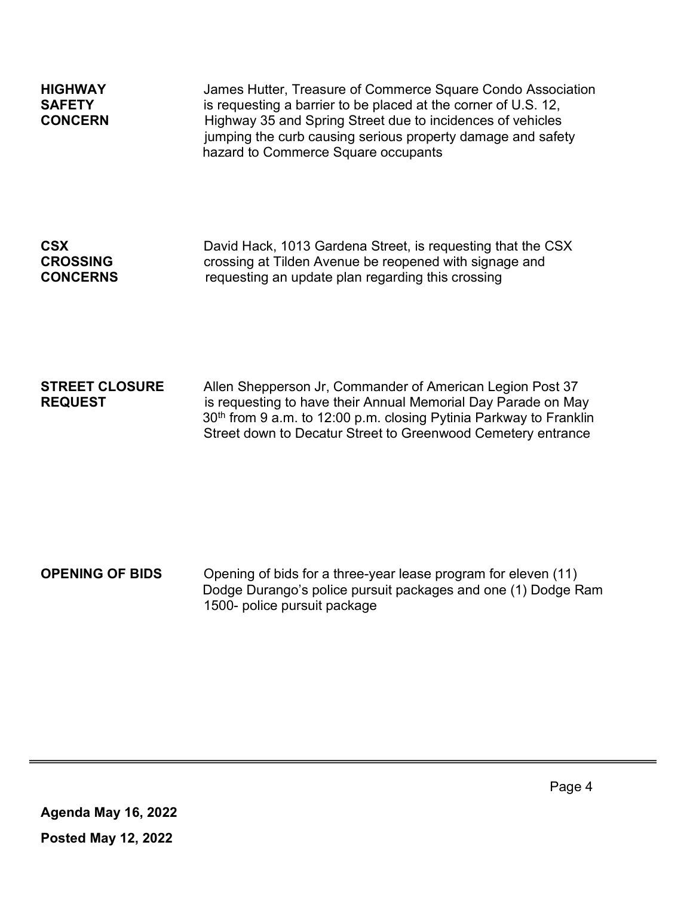**HIGHWAY SAFETY CONCERN**

James Hutter, Treasure of Commerce Square Condo Association is requesting a barrier to be placed at the corner of U.S. 12, Highway 35 and Spring Street due to incidences of vehicles jumping the curb causing serious property damage and safety hazard to Commerce Square occupants

**CSX CROSSING CONCERNS**

David Hack, 1013 Gardena Street, is requesting that the CSX crossing at Tilden Avenue be reopened with signage and requesting an update plan regarding this crossing

**STREET CLOSURE REQUEST**

Allen Shepperson Jr, Commander of American Legion Post 37 is requesting to have their Annual Memorial Day Parade on May 30th from 9 a.m. to 12:00 p.m. closing Pytinia Parkway to Franklin Street down to Decatur Street to Greenwood Cemetery entrance

**OPENING OF BIDS**

Opening of bids for a three-year lease program for eleven (11) Dodge Durango's police pursuit packages and one (1) Dodge Ram 1500- police pursuit package

**Agenda May 16, 2022**

**Posted May 12, 2022**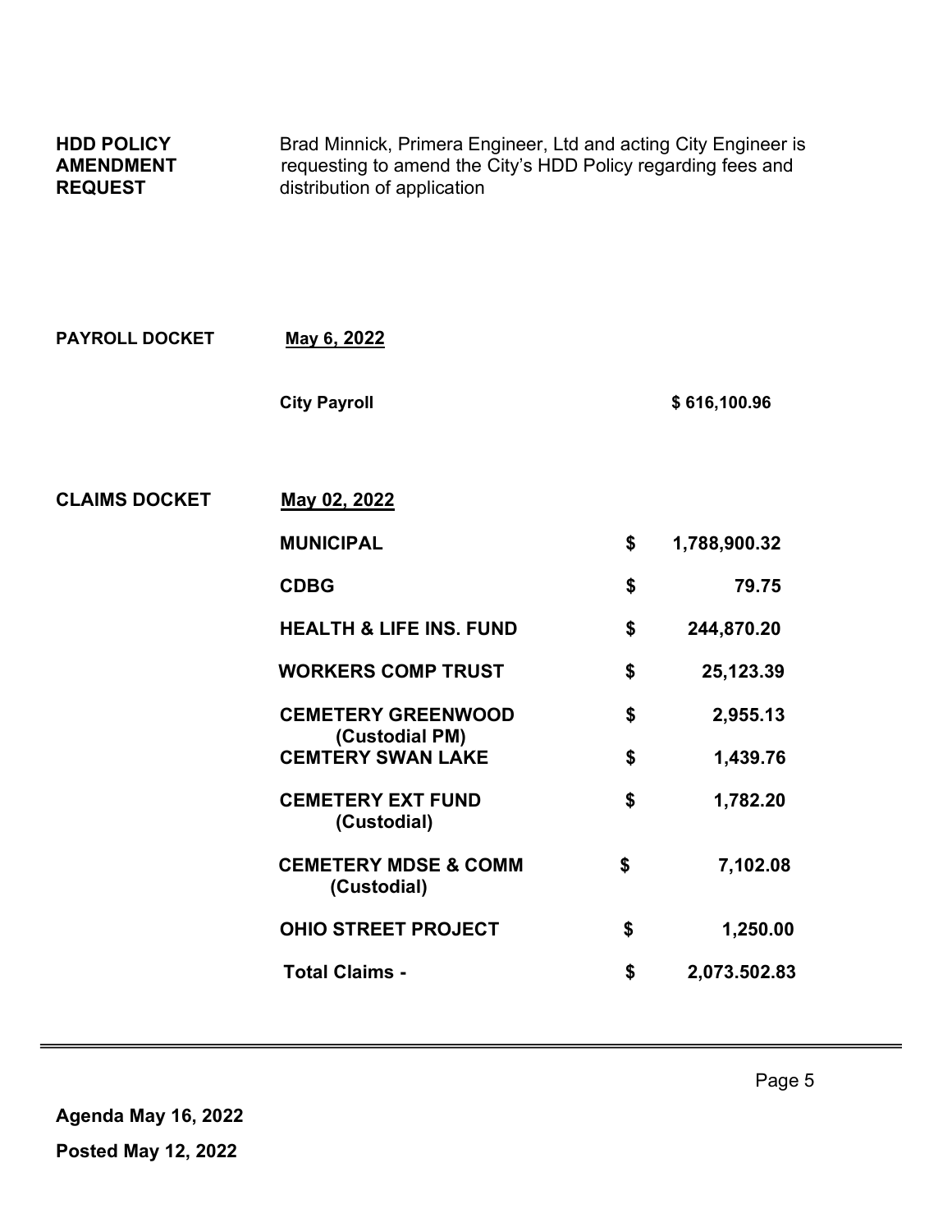**HDD POLICY AMENDMENT REQUEST**

Brad Minnick, Primera Engineer, Ltd and acting City Engineer is requesting to amend the City's HDD Policy regarding fees and distribution of application

**PAYROLL DOCKET** **May 6, 2022**

| | |
|---|---|
| **City Payroll** | **$ 616,100.96** |

**CLAIMS DOCKET** **May 02, 2022**

| | | |
|---|---|---|
| **MUNICIPAL** | **$** | **1,788,900.32** |
| **CDBG** | **$** | **79.75** |
| **HEALTH & LIFE INS. FUND** | **$** | **244,870.20** |
| **WORKERS COMP TRUST** | **$** | **25,123.39** |
| **CEMETERY GREENWOOD (Custodial PM)** | **$** | **2,955.13** |
| **CEMTERY SWAN LAKE** | **$** | **1,439.76** |
| **CEMETERY EXT FUND (Custodial)** | **$** | **1,782.20** |
| **CEMETERY MDSE & COMM (Custodial)** | **$** | **7,102.08** |
| **OHIO STREET PROJECT** | **$** | **1,250.00** |
| **Total Claims -** | **$** | **2,073.502.83** |

**Agenda May 16, 2022**

**Posted May 12, 2022**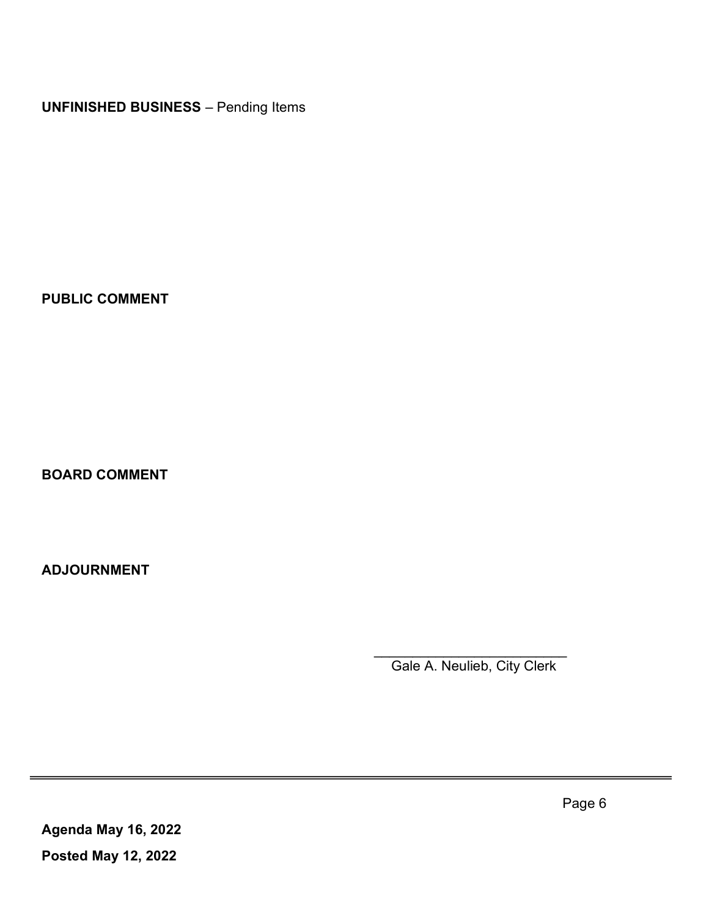**UNFINISHED BUSINESS** – Pending Items

**PUBLIC COMMENT**

**BOARD COMMENT**

**ADJOURNMENT**

\_\_\_\_\_\_\_\_\_\_\_\_\_\_\_\_\_\_\_\_\_\_\_\_\_

Gale A. Neulieb, City Clerk

**Agenda May 16, 2022**

**Posted May 12, 2022**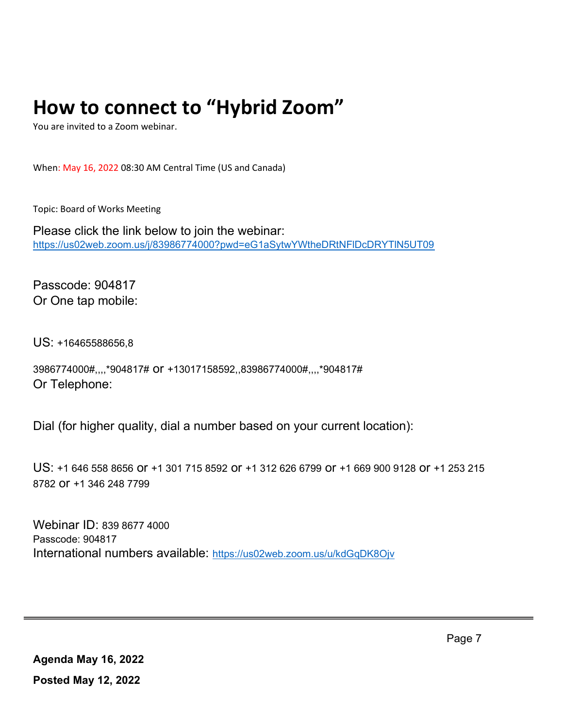# How to connect to "Hybrid Zoom"

You are invited to a Zoom webinar.

When: May 16, 2022 08:30 AM Central Time (US and Canada)

Topic: Board of Works Meeting

Please click the link below to join the webinar:
https://us02web.zoom.us/j/83986774000?pwd=eG1aSytwYWtheDRtNFlDcDRYTlN5UT09

Passcode: 904817
Or One tap mobile:

US: +16465588656,8

3986774000#,,,,*904817# or +13017158592,,83986774000#,,,,*904817#
Or Telephone:

Dial (for higher quality, dial a number based on your current location):

US: +1 646 558 8656 or +1 301 715 8592 or +1 312 626 6799 or +1 669 900 9128 or +1 253 215 8782 or +1 346 248 7799

Webinar ID: 839 8677 4000
Passcode: 904817
International numbers available: https://us02web.zoom.us/u/kdGqDK8Ojv

**Agenda May 16, 2022**

**Posted May 12, 2022**